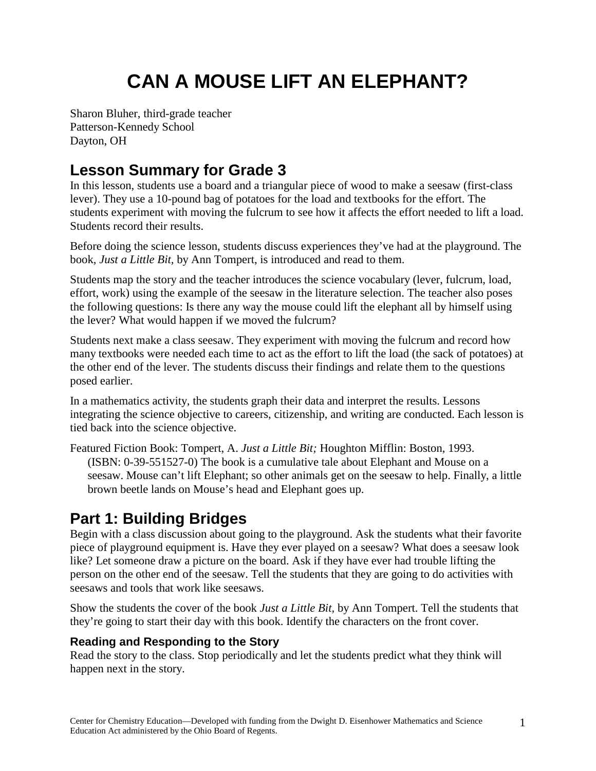# CAN A MOUSE LIFT AN ELEPHANT?

Sharon Bluher, third-grade teacher
Patterson-Kennedy School
Dayton, OH

## Lesson Summary for Grade 3

In this lesson, students use a board and a triangular piece of wood to make a seesaw (first-class lever). They use a 10-pound bag of potatoes for the load and textbooks for the effort. The students experiment with moving the fulcrum to see how it affects the effort needed to lift a load. Students record their results.

Before doing the science lesson, students discuss experiences they've had at the playground. The book, *Just a Little Bit,* by Ann Tompert, is introduced and read to them.

Students map the story and the teacher introduces the science vocabulary (lever, fulcrum, load, effort, work) using the example of the seesaw in the literature selection. The teacher also poses the following questions: Is there any way the mouse could lift the elephant all by himself using the lever? What would happen if we moved the fulcrum?

Students next make a class seesaw. They experiment with moving the fulcrum and record how many textbooks were needed each time to act as the effort to lift the load (the sack of potatoes) at the other end of the lever. The students discuss their findings and relate them to the questions posed earlier.

In a mathematics activity, the students graph their data and interpret the results. Lessons integrating the science objective to careers, citizenship, and writing are conducted. Each lesson is tied back into the science objective.

Featured Fiction Book: Tompert, A. *Just a Little Bit;* Houghton Mifflin: Boston, 1993. (ISBN: 0-39-551527-0) The book is a cumulative tale about Elephant and Mouse on a seesaw. Mouse can't lift Elephant; so other animals get on the seesaw to help. Finally, a little brown beetle lands on Mouse's head and Elephant goes up.

## Part 1: Building Bridges

Begin with a class discussion about going to the playground. Ask the students what their favorite piece of playground equipment is. Have they ever played on a seesaw? What does a seesaw look like? Let someone draw a picture on the board. Ask if they have ever had trouble lifting the person on the other end of the seesaw. Tell the students that they are going to do activities with seesaws and tools that work like seesaws.

Show the students the cover of the book *Just a Little Bit*, by Ann Tompert. Tell the students that they're going to start their day with this book. Identify the characters on the front cover.

### Reading and Responding to the Story

Read the story to the class. Stop periodically and let the students predict what they think will happen next in the story.

Center for Chemistry Education—Developed with funding from the Dwight D. Eisenhower Mathematics and Science Education Act administered by the Ohio Board of Regents.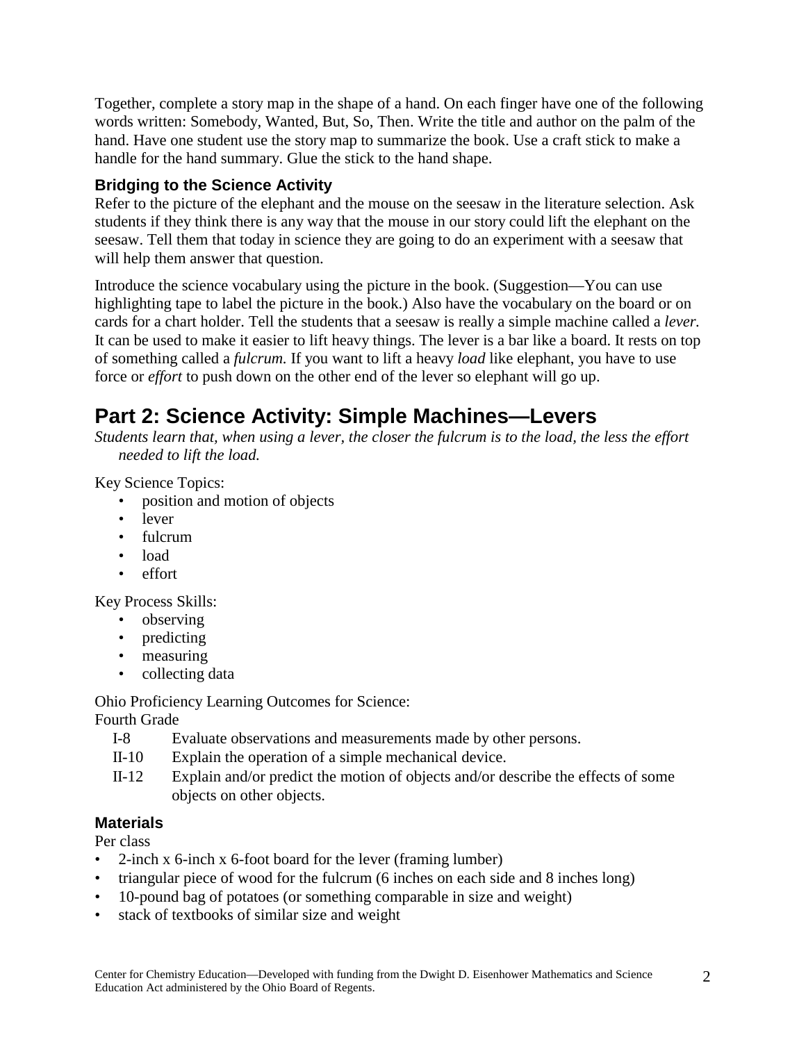Together, complete a story map in the shape of a hand. On each finger have one of the following words written: Somebody, Wanted, But, So, Then. Write the title and author on the palm of the hand. Have one student use the story map to summarize the book. Use a craft stick to make a handle for the hand summary. Glue the stick to the hand shape.

### Bridging to the Science Activity

Refer to the picture of the elephant and the mouse on the seesaw in the literature selection. Ask students if they think there is any way that the mouse in our story could lift the elephant on the seesaw. Tell them that today in science they are going to do an experiment with a seesaw that will help them answer that question.

Introduce the science vocabulary using the picture in the book. (Suggestion—You can use highlighting tape to label the picture in the book.) Also have the vocabulary on the board or on cards for a chart holder. Tell the students that a seesaw is really a simple machine called a *lever.* It can be used to make it easier to lift heavy things. The lever is a bar like a board. It rests on top of something called a *fulcrum.* If you want to lift a heavy *load* like elephant, you have to use force or *effort* to push down on the other end of the lever so elephant will go up.

## Part 2: Science Activity: Simple Machines—Levers

*Students learn that, when using a lever, the closer the fulcrum is to the load, the less the effort needed to lift the load.*

Key Science Topics:

- position and motion of objects
- lever
- fulcrum
- load
- effort

Key Process Skills:

- observing
- predicting
- measuring
- collecting data

Ohio Proficiency Learning Outcomes for Science:

Fourth Grade

- I-8 Evaluate observations and measurements made by other persons.
- II-10 Explain the operation of a simple mechanical device.
- II-12 Explain and/or predict the motion of objects and/or describe the effects of some objects on other objects.

### Materials

Per class

- 2-inch x 6-inch x 6-foot board for the lever (framing lumber)
- triangular piece of wood for the fulcrum (6 inches on each side and 8 inches long)
- 10-pound bag of potatoes (or something comparable in size and weight)
- stack of textbooks of similar size and weight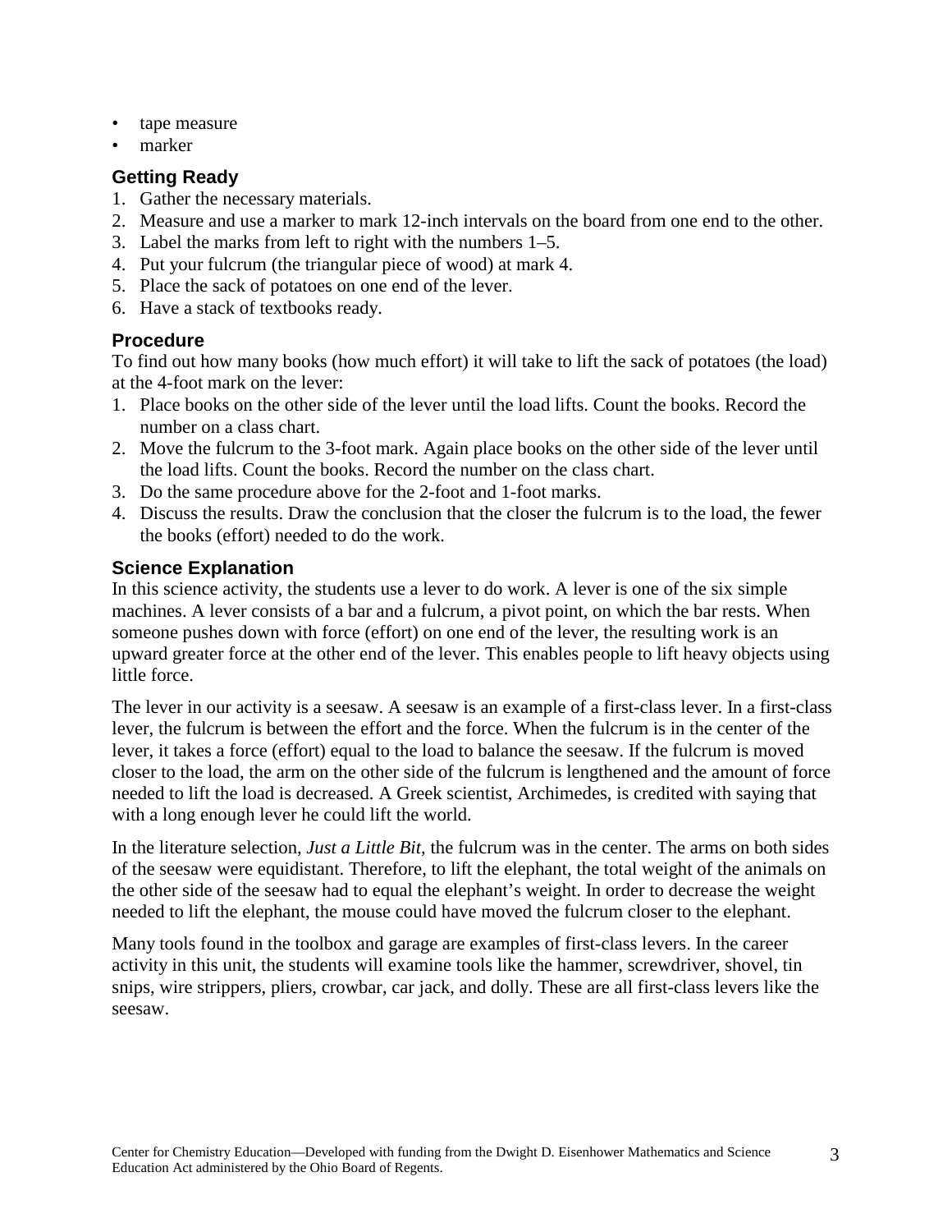- tape measure
- marker

### Getting Ready

1. Gather the necessary materials.
2. Measure and use a marker to mark 12-inch intervals on the board from one end to the other.
3. Label the marks from left to right with the numbers 1–5.
4. Put your fulcrum (the triangular piece of wood) at mark 4.
5. Place the sack of potatoes on one end of the lever.
6. Have a stack of textbooks ready.

### Procedure

To find out how many books (how much effort) it will take to lift the sack of potatoes (the load) at the 4-foot mark on the lever:

1. Place books on the other side of the lever until the load lifts. Count the books. Record the number on a class chart.
2. Move the fulcrum to the 3-foot mark. Again place books on the other side of the lever until the load lifts. Count the books. Record the number on the class chart.
3. Do the same procedure above for the 2-foot and 1-foot marks.
4. Discuss the results. Draw the conclusion that the closer the fulcrum is to the load, the fewer the books (effort) needed to do the work.

### Science Explanation

In this science activity, the students use a lever to do work. A lever is one of the six simple machines. A lever consists of a bar and a fulcrum, a pivot point, on which the bar rests. When someone pushes down with force (effort) on one end of the lever, the resulting work is an upward greater force at the other end of the lever. This enables people to lift heavy objects using little force.

The lever in our activity is a seesaw. A seesaw is an example of a first-class lever. In a first-class lever, the fulcrum is between the effort and the force. When the fulcrum is in the center of the lever, it takes a force (effort) equal to the load to balance the seesaw. If the fulcrum is moved closer to the load, the arm on the other side of the fulcrum is lengthened and the amount of force needed to lift the load is decreased. A Greek scientist, Archimedes, is credited with saying that with a long enough lever he could lift the world.

In the literature selection, *Just a Little Bit,* the fulcrum was in the center. The arms on both sides of the seesaw were equidistant. Therefore, to lift the elephant, the total weight of the animals on the other side of the seesaw had to equal the elephant's weight. In order to decrease the weight needed to lift the elephant, the mouse could have moved the fulcrum closer to the elephant.

Many tools found in the toolbox and garage are examples of first-class levers. In the career activity in this unit, the students will examine tools like the hammer, screwdriver, shovel, tin snips, wire strippers, pliers, crowbar, car jack, and dolly. These are all first-class levers like the seesaw.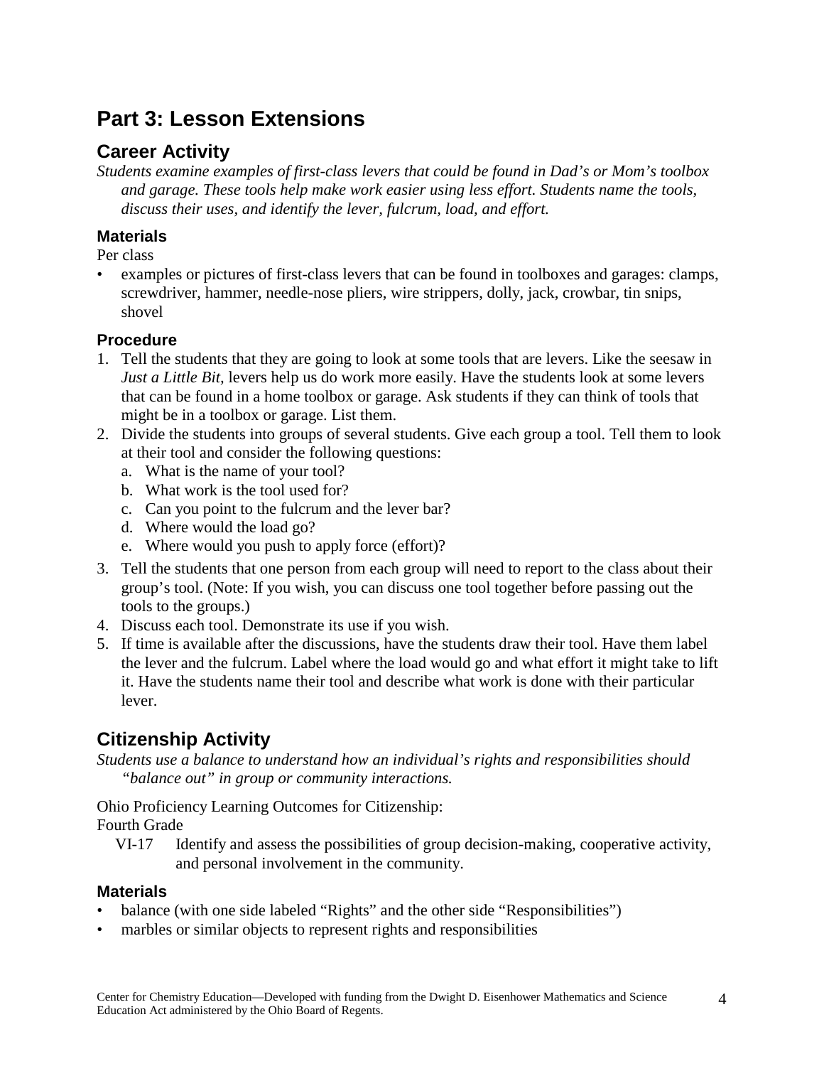# Part 3: Lesson Extensions

## Career Activity

*Students examine examples of first-class levers that could be found in Dad's or Mom's toolbox and garage. These tools help make work easier using less effort. Students name the tools, discuss their uses, and identify the lever, fulcrum, load, and effort.*

### Materials

Per class

- examples or pictures of first-class levers that can be found in toolboxes and garages: clamps, screwdriver, hammer, needle-nose pliers, wire strippers, dolly, jack, crowbar, tin snips, shovel

### Procedure

1. Tell the students that they are going to look at some tools that are levers. Like the seesaw in *Just a Little Bit*, levers help us do work more easily. Have the students look at some levers that can be found in a home toolbox or garage. Ask students if they can think of tools that might be in a toolbox or garage. List them.
2. Divide the students into groups of several students. Give each group a tool. Tell them to look at their tool and consider the following questions:
   a. What is the name of your tool?
   b. What work is the tool used for?
   c. Can you point to the fulcrum and the lever bar?
   d. Where would the load go?
   e. Where would you push to apply force (effort)?
3. Tell the students that one person from each group will need to report to the class about their group's tool. (Note: If you wish, you can discuss one tool together before passing out the tools to the groups.)
4. Discuss each tool. Demonstrate its use if you wish.
5. If time is available after the discussions, have the students draw their tool. Have them label the lever and the fulcrum. Label where the load would go and what effort it might take to lift it. Have the students name their tool and describe what work is done with their particular lever.

## Citizenship Activity

*Students use a balance to understand how an individual's rights and responsibilities should "balance out" in group or community interactions.*

Ohio Proficiency Learning Outcomes for Citizenship:
Fourth Grade

VI-17 Identify and assess the possibilities of group decision-making, cooperative activity, and personal involvement in the community.

### Materials

- balance (with one side labeled "Rights" and the other side "Responsibilities")
- marbles or similar objects to represent rights and responsibilities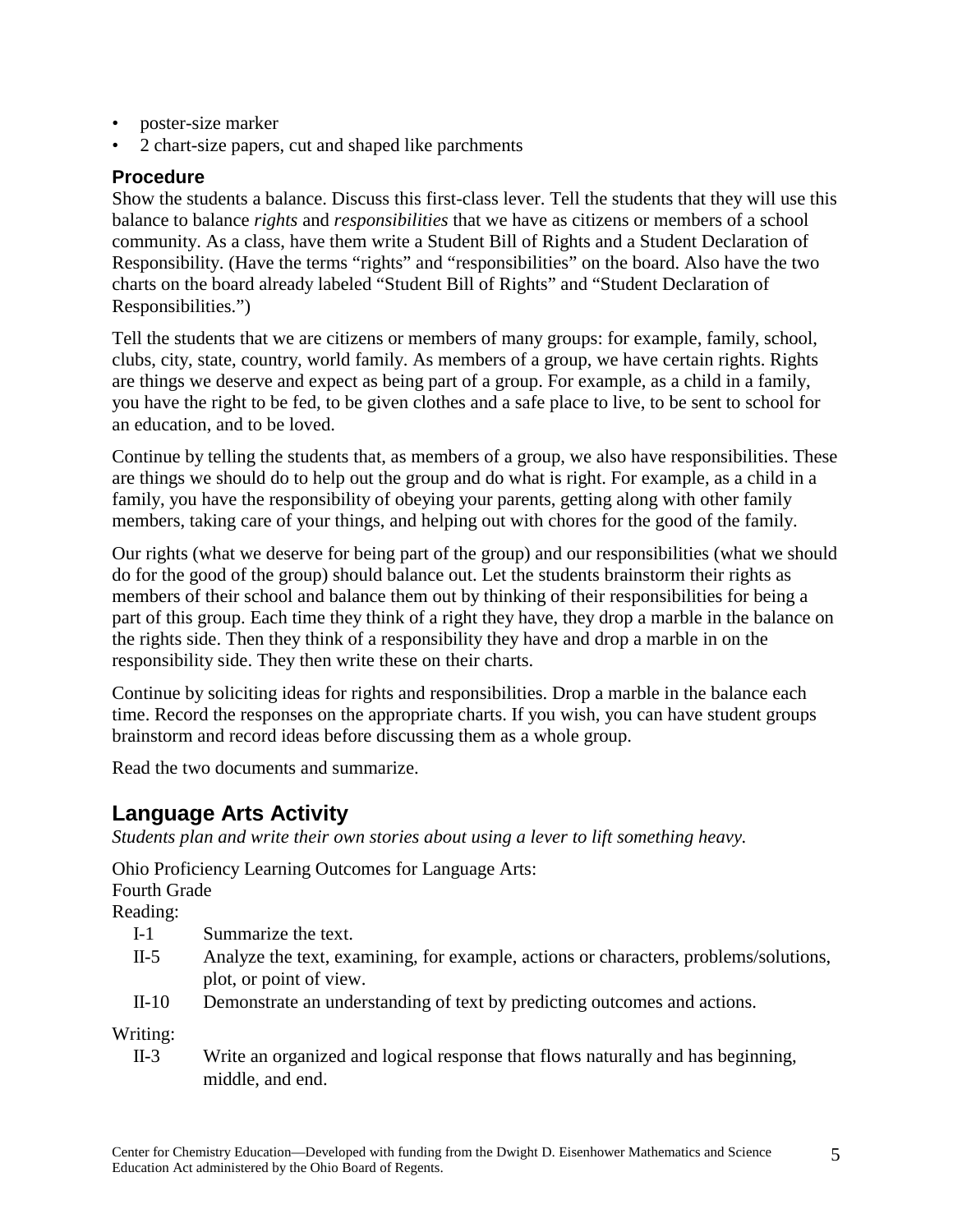- poster-size marker
- 2 chart-size papers, cut and shaped like parchments

### Procedure

Show the students a balance. Discuss this first-class lever. Tell the students that they will use this balance to balance *rights* and *responsibilities* that we have as citizens or members of a school community. As a class, have them write a Student Bill of Rights and a Student Declaration of Responsibility. (Have the terms "rights" and "responsibilities" on the board. Also have the two charts on the board already labeled "Student Bill of Rights" and "Student Declaration of Responsibilities.")

Tell the students that we are citizens or members of many groups: for example, family, school, clubs, city, state, country, world family. As members of a group, we have certain rights. Rights are things we deserve and expect as being part of a group. For example, as a child in a family, you have the right to be fed, to be given clothes and a safe place to live, to be sent to school for an education, and to be loved.

Continue by telling the students that, as members of a group, we also have responsibilities. These are things we should do to help out the group and do what is right. For example, as a child in a family, you have the responsibility of obeying your parents, getting along with other family members, taking care of your things, and helping out with chores for the good of the family.

Our rights (what we deserve for being part of the group) and our responsibilities (what we should do for the good of the group) should balance out. Let the students brainstorm their rights as members of their school and balance them out by thinking of their responsibilities for being a part of this group. Each time they think of a right they have, they drop a marble in the balance on the rights side. Then they think of a responsibility they have and drop a marble in on the responsibility side. They then write these on their charts.

Continue by soliciting ideas for rights and responsibilities. Drop a marble in the balance each time. Record the responses on the appropriate charts. If you wish, you can have student groups brainstorm and record ideas before discussing them as a whole group.

Read the two documents and summarize.

## Language Arts Activity

*Students plan and write their own stories about using a lever to lift something heavy.*

Ohio Proficiency Learning Outcomes for Language Arts:
Fourth Grade
Reading:

- I-1 Summarize the text.
- II-5 Analyze the text, examining, for example, actions or characters, problems/solutions, plot, or point of view.
- II-10 Demonstrate an understanding of text by predicting outcomes and actions.

Writing:

- II-3 Write an organized and logical response that flows naturally and has beginning, middle, and end.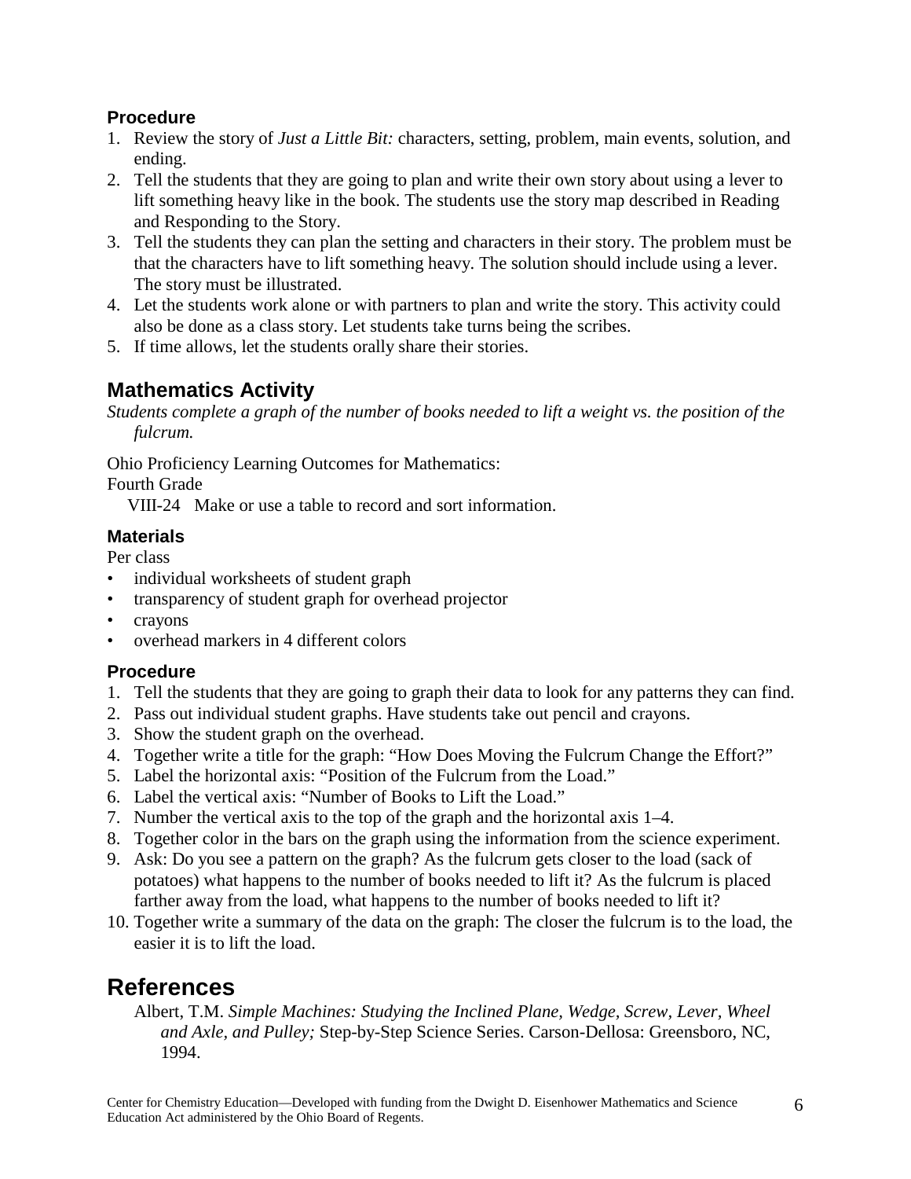### Procedure

1. Review the story of *Just a Little Bit:* characters, setting, problem, main events, solution, and ending.
2. Tell the students that they are going to plan and write their own story about using a lever to lift something heavy like in the book. The students use the story map described in Reading and Responding to the Story.
3. Tell the students they can plan the setting and characters in their story. The problem must be that the characters have to lift something heavy. The solution should include using a lever. The story must be illustrated.
4. Let the students work alone or with partners to plan and write the story. This activity could also be done as a class story. Let students take turns being the scribes.
5. If time allows, let the students orally share their stories.

## Mathematics Activity

*Students complete a graph of the number of books needed to lift a weight vs. the position of the fulcrum.*

Ohio Proficiency Learning Outcomes for Mathematics:
Fourth Grade
VIII-24 Make or use a table to record and sort information.

### Materials

Per class

- individual worksheets of student graph
- transparency of student graph for overhead projector
- crayons
- overhead markers in 4 different colors

### Procedure

1. Tell the students that they are going to graph their data to look for any patterns they can find.
2. Pass out individual student graphs. Have students take out pencil and crayons.
3. Show the student graph on the overhead.
4. Together write a title for the graph: "How Does Moving the Fulcrum Change the Effort?"
5. Label the horizontal axis: "Position of the Fulcrum from the Load."
6. Label the vertical axis: "Number of Books to Lift the Load."
7. Number the vertical axis to the top of the graph and the horizontal axis 1–4.
8. Together color in the bars on the graph using the information from the science experiment.
9. Ask: Do you see a pattern on the graph? As the fulcrum gets closer to the load (sack of potatoes) what happens to the number of books needed to lift it? As the fulcrum is placed farther away from the load, what happens to the number of books needed to lift it?
10. Together write a summary of the data on the graph: The closer the fulcrum is to the load, the easier it is to lift the load.

## References

Albert, T.M. *Simple Machines: Studying the Inclined Plane, Wedge, Screw, Lever, Wheel and Axle, and Pulley;* Step-by-Step Science Series. Carson-Dellosa: Greensboro, NC, 1994.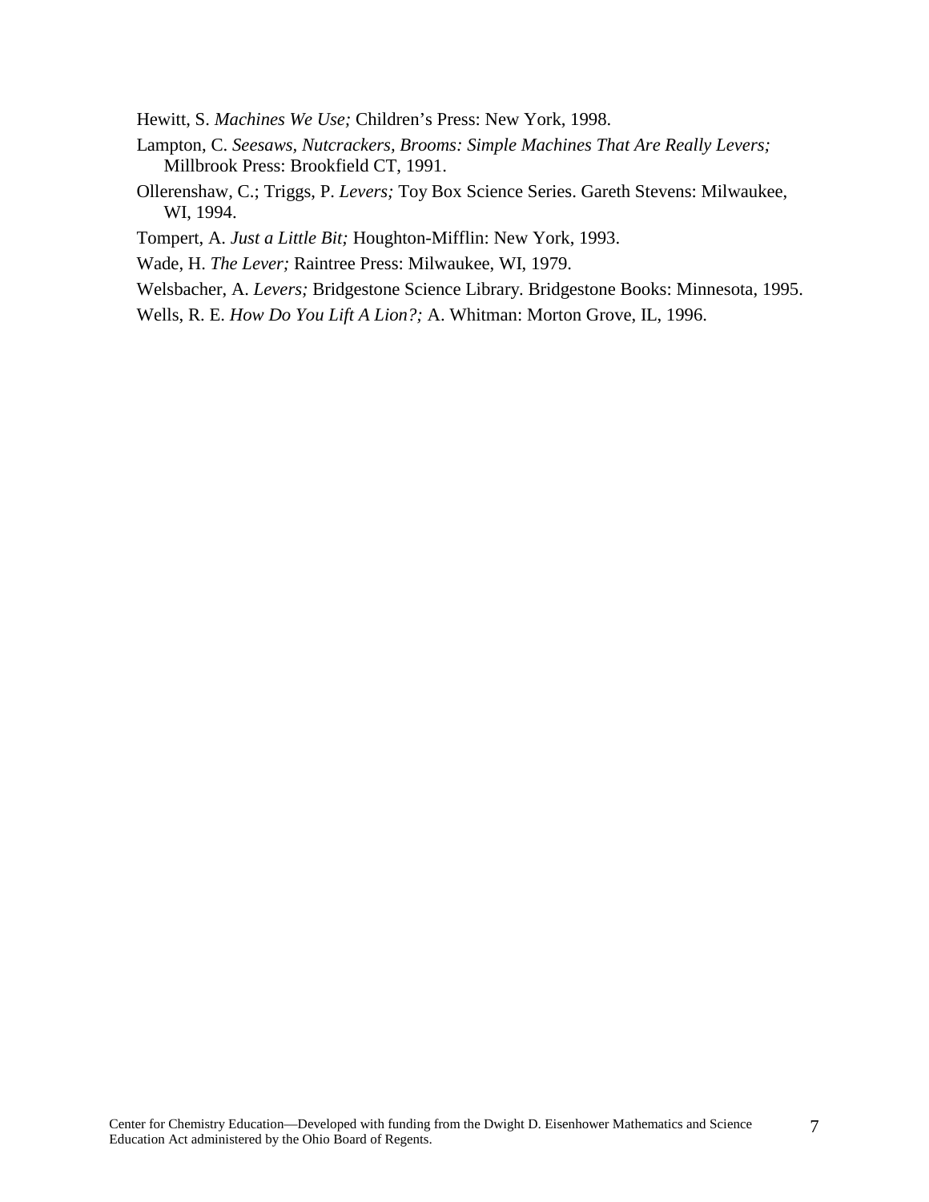Hewitt, S. *Machines We Use;* Children's Press: New York, 1998.

Lampton, C. *Seesaws, Nutcrackers, Brooms: Simple Machines That Are Really Levers;* Millbrook Press: Brookfield CT, 1991.

Ollerenshaw, C.; Triggs, P. *Levers;* Toy Box Science Series. Gareth Stevens: Milwaukee, WI, 1994.

Tompert, A. *Just a Little Bit;* Houghton-Mifflin: New York, 1993.

Wade, H. *The Lever;* Raintree Press: Milwaukee, WI, 1979.

Welsbacher, A. *Levers;* Bridgestone Science Library. Bridgestone Books: Minnesota, 1995.

Wells, R. E. *How Do You Lift A Lion?;* A. Whitman: Morton Grove, IL, 1996.